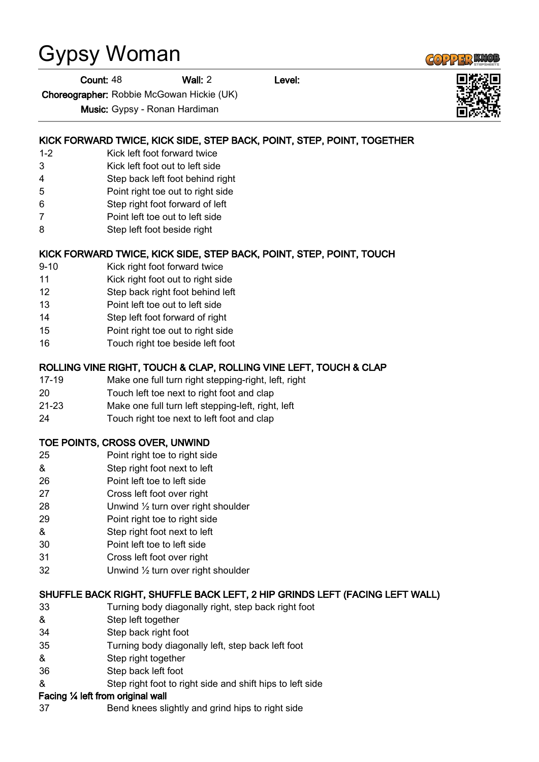# Gypsy Woman

**Count:** 48 **Wall:** 2 **Level:**

**Choreographer:** Robbie McGowan Hickie (UK)

**Music:** Gypsy - Ronan Hardiman

### KICK FORWARD TWICE, KICK SIDE, STEP BACK, POINT, STEP, POINT, TOGETHER

| | |
|---|---|
| 1-2 | Kick left foot forward twice |
| 3 | Kick left foot out to left side |
| 4 | Step back left foot behind right |
| 5 | Point right toe out to right side |
| 6 | Step right foot forward of left |
| 7 | Point left toe out to left side |
| 8 | Step left foot beside right |

### KICK FORWARD TWICE, KICK SIDE, STEP BACK, POINT, STEP, POINT, TOUCH

| | |
|---|---|
| 9-10 | Kick right foot forward twice |
| 11 | Kick right foot out to right side |
| 12 | Step back right foot behind left |
| 13 | Point left toe out to left side |
| 14 | Step left foot forward of right |
| 15 | Point right toe out to right side |
| 16 | Touch right toe beside left foot |

### ROLLING VINE RIGHT, TOUCH & CLAP, ROLLING VINE LEFT, TOUCH & CLAP

| | |
|---|---|
| 17-19 | Make one full turn right stepping-right, left, right |
| 20 | Touch left toe next to right foot and clap |
| 21-23 | Make one full turn left stepping-left, right, left |
| 24 | Touch right toe next to left foot and clap |

### TOE POINTS, CROSS OVER, UNWIND

| | |
|---|---|
| 25 | Point right toe to right side |
| & | Step right foot next to left |
| 26 | Point left toe to left side |
| 27 | Cross left foot over right |
| 28 | Unwind ½ turn over right shoulder |
| 29 | Point right toe to right side |
| & | Step right foot next to left |
| 30 | Point left toe to left side |
| 31 | Cross left foot over right |
| 32 | Unwind ½ turn over right shoulder |

### SHUFFLE BACK RIGHT, SHUFFLE BACK LEFT, 2 HIP GRINDS LEFT (FACING LEFT WALL)

| | |
|---|---|
| 33 | Turning body diagonally right, step back right foot |
| & | Step left together |
| 34 | Step back right foot |
| 35 | Turning body diagonally left, step back left foot |
| & | Step right together |
| 36 | Step back left foot |
| & | Step right foot to right side and shift hips to left side |

**Facing ¼ left from original wall**

| | |
|---|---|
| 37 | Bend knees slightly and grind hips to right side |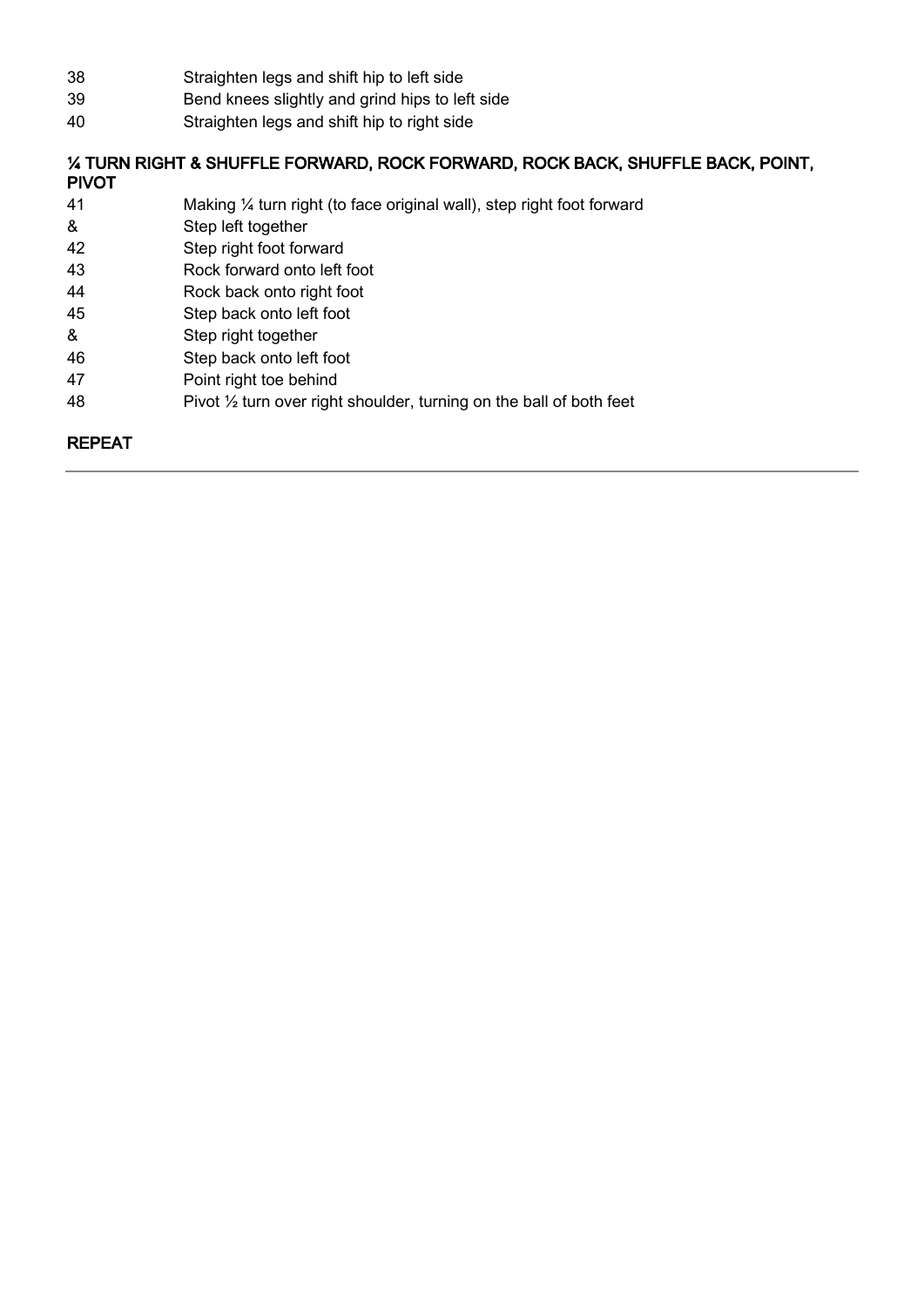38 Straighten legs and shift hip to left side
39 Bend knees slightly and grind hips to left side
40 Straighten legs and shift hip to right side

**¼ TURN RIGHT & SHUFFLE FORWARD, ROCK FORWARD, ROCK BACK, SHUFFLE BACK, POINT, PIVOT**

41 Making ¼ turn right (to face original wall), step right foot forward
& Step left together
42 Step right foot forward
43 Rock forward onto left foot
44 Rock back onto right foot
45 Step back onto left foot
& Step right together
46 Step back onto left foot
47 Point right toe behind
48 Pivot ½ turn over right shoulder, turning on the ball of both feet

**REPEAT**